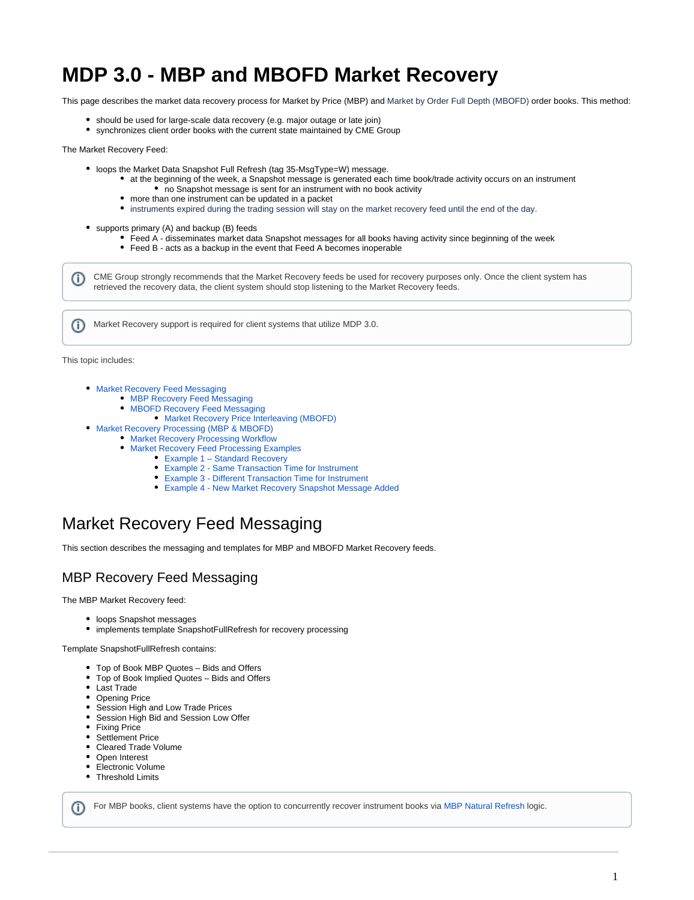# MDP 3.0 - MBP and MBOFD Market Recovery

This page describes the market data recovery process for Market by Price (MBP) and Market by Order Full Depth (MBOFD) order books. This method:

- should be used for large-scale data recovery (e.g. major outage or late join)
- synchronizes client order books with the current state maintained by CME Group

The Market Recovery Feed:

- loops the Market Data Snapshot Full Refresh (tag 35-MsgType=W) message.
    - at the beginning of the week, a Snapshot message is generated each time book/trade activity occurs on an instrument
        - no Snapshot message is sent for an instrument with no book activity
    - more than one instrument can be updated in a packet
    - instruments expired during the trading session will stay on the market recovery feed until the end of the day.
- supports primary (A) and backup (B) feeds
    - Feed A - disseminates market data Snapshot messages for all books having activity since beginning of the week
    - Feed B - acts as a backup in the event that Feed A becomes inoperable

> CME Group strongly recommends that the Market Recovery feeds be used for recovery purposes only. Once the client system has retrieved the recovery data, the client system should stop listening to the Market Recovery feeds.

> Market Recovery support is required for client systems that utilize MDP 3.0.

This topic includes:

- Market Recovery Feed Messaging
    - MBP Recovery Feed Messaging
    - MBOFD Recovery Feed Messaging
        - Market Recovery Price Interleaving (MBOFD)
- Market Recovery Processing (MBP & MBOFD)
    - Market Recovery Processing Workflow
    - Market Recovery Feed Processing Examples
        - Example 1 – Standard Recovery
        - Example 2 - Same Transaction Time for Instrument
        - Example 3 - Different Transaction Time for Instrument
        - Example 4 - New Market Recovery Snapshot Message Added

## Market Recovery Feed Messaging

This section describes the messaging and templates for MBP and MBOFD Market Recovery feeds.

### MBP Recovery Feed Messaging

The MBP Market Recovery feed:

- loops Snapshot messages
- implements template SnapshotFullRefresh for recovery processing

Template SnapshotFullRefresh contains:

- Top of Book MBP Quotes – Bids and Offers
- Top of Book Implied Quotes – Bids and Offers
- Last Trade
- Opening Price
- Session High and Low Trade Prices
- Session High Bid and Session Low Offer
- Fixing Price
- Settlement Price
- Cleared Trade Volume
- Open Interest
- Electronic Volume
- Threshold Limits

> For MBP books, client systems have the option to concurrently recover instrument books via MBP Natural Refresh logic.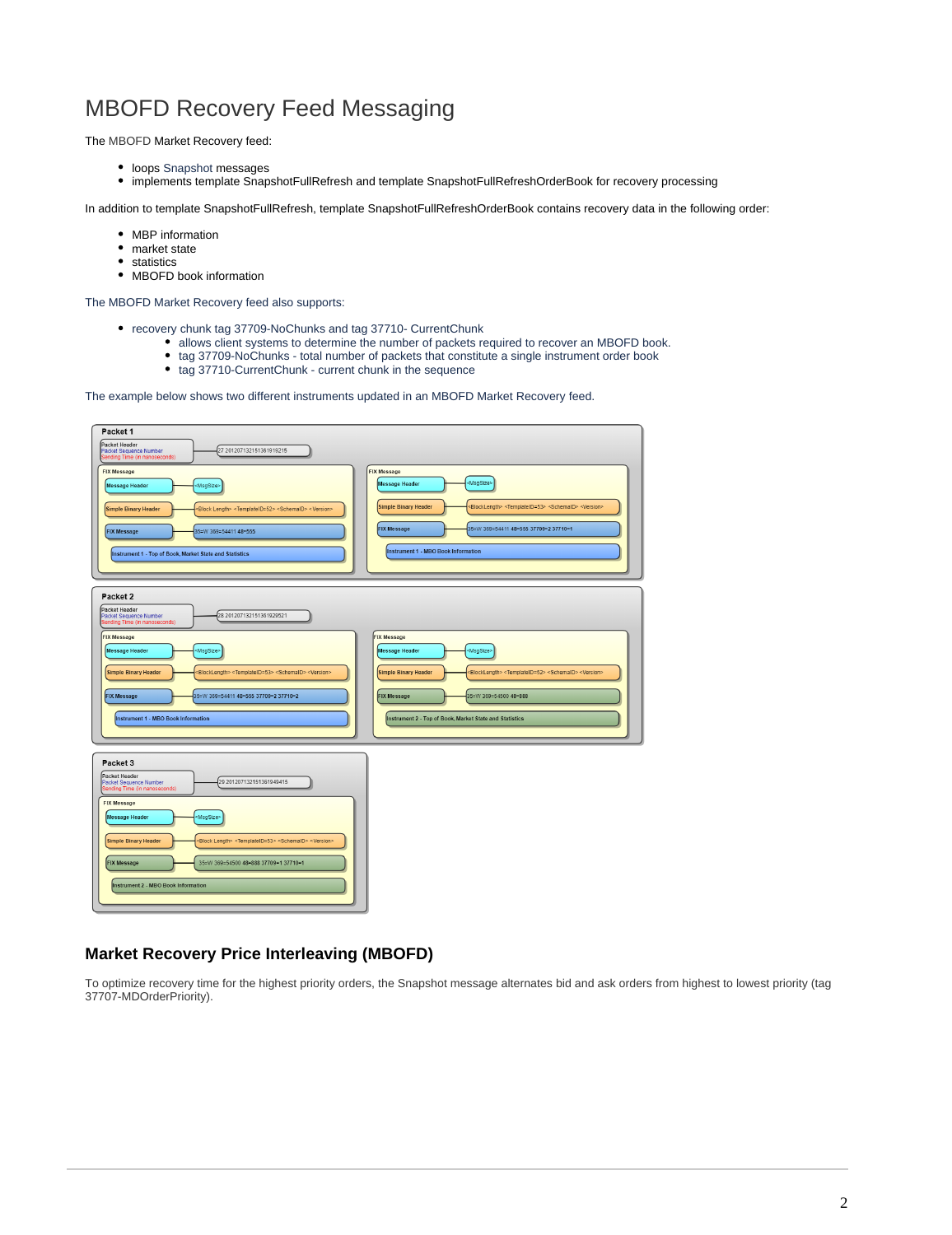# MBOFD Recovery Feed Messaging

The MBOFD Market Recovery feed:

- loops Snapshot messages
- implements template SnapshotFullRefresh and template SnapshotFullRefreshOrderBook for recovery processing

In addition to template SnapshotFullRefresh, template SnapshotFullRefreshOrderBook contains recovery data in the following order:

- MBP information
- market state
- statistics
- MBOFD book information

The MBOFD Market Recovery feed also supports:

- recovery chunk tag 37709-NoChunks and tag 37710- CurrentChunk
  - allows client systems to determine the number of packets required to recover an MBOFD book.
  - tag 37709-NoChunks - total number of packets that constitute a single instrument order book
  - tag 37710-CurrentChunk - current chunk in the sequence

The example below shows two different instruments updated in an MBOFD Market Recovery feed.

**Packet 1**

Packet Header: Packet Sequence Number, Sending Time (in nanoseconds) — 27 20120713215136191921​5

FIX Message:
- Message Header — <MsgSize>
- Simple Binary Header — <Block Length> <TemplateID=52> <SchemaID> <Version>
- FIX Message — 35=W 369=54411 48=555
- Instrument 1 - Top of Book, Market State and Statistics

FIX Message:
- Message Header — <MsgSize>
- Simple Binary Header — <BlockLength> <TemplateID=53> <SchemaID> <Version>
- FIX Message — 35=W 369=54411 48=555 37709=2 37710=1
- Instrument 1 - MBO Book Information

**Packet 2**

Packet Header: Packet Sequence Number, Sending Time (in nanoseconds) — 28 20120713215136192952​1

FIX Message:
- Message Header — <MsgSize>
- Simple Binary Header — <BlockLength> <TemplateID=53> <SchemaID> <Version>
- FIX Message — 35=W 369=54411 48=555 37709=2 37710=2
- Instrument 1 - MBO Book Information

FIX Message:
- Message Header — <MsgSize>
- Simple Binary Header — <BlockLength> <TemplateID=52> <SchemaID> <Version>
- FIX Message — 35=W 369=54500 48=888
- Instrument 2 - Top of Book, Market State and Statistics

**Packet 3**

Packet Header: Packet Sequence Number, Sending Time (in nanoseconds) — 29 20120713215136194941​5

FIX Message:
- Message Header — <MsgSize>
- Simple Binary Header — <Block Length> <TemplateID=53> <SchemaID> <Version>
- FIX Message — 35=W 369=54500 48=888 37709=1 37710=1
- Instrument 2 - MBO Book Information

## Market Recovery Price Interleaving (MBOFD)

To optimize recovery time for the highest priority orders, the Snapshot message alternates bid and ask orders from highest to lowest priority (tag 37707-MDOrderPriority).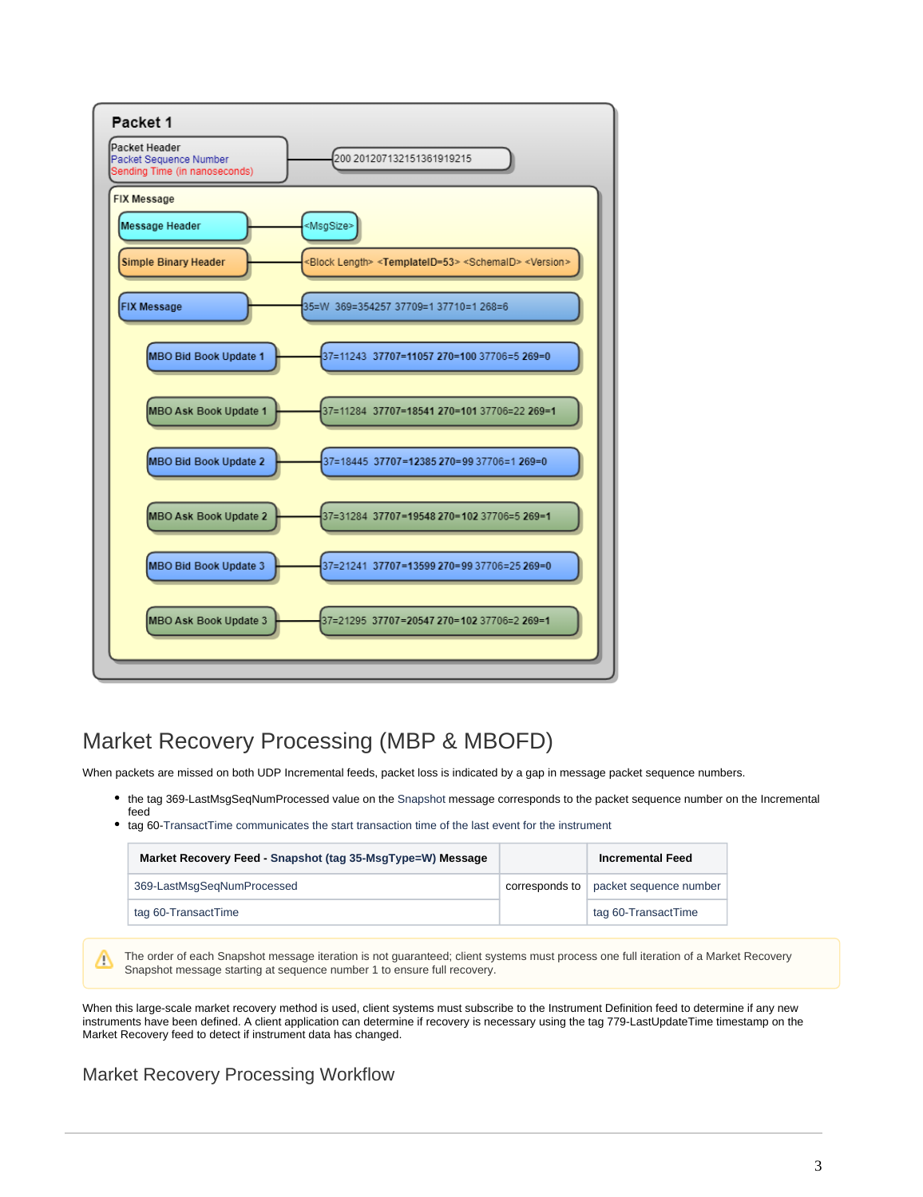**Packet 1**

| Element | Value |
|---|---|
| Packet Header: Packet Sequence Number, Sending Time (in nanoseconds) | 200 20120713215136191921​5 |

**FIX Message**

| Element | Value |
|---|---|
| Message Header | <MsgSize> |
| Simple Binary Header | <Block Length> **<TemplateID=53>** <SchemaID> <Version> |
| FIX Message | 35=W 369=354257 37709=1 37710=1 268=6 |
| MBO Bid Book Update 1 | 37=11243 **37707=11057 270=100** 37706=5 **269=0** |
| MBO Ask Book Update 1 | 37=11284 **37707=18541 270=101** 37706=22 **269=1** |
| MBO Bid Book Update 2 | 37=18445 **37707=12385 270=99** 37706=1 **269=0** |
| MBO Ask Book Update 2 | 37=31284 **37707=19548 270=102** 37706=5 **269=1** |
| MBO Bid Book Update 3 | 37=21241 **37707=13599 270=99** 37706=25 **269=0** |
| MBO Ask Book Update 3 | 37=21295 **37707=20547 270=102** 37706=2 **269=1** |

# Market Recovery Processing (MBP & MBOFD)

When packets are missed on both UDP Incremental feeds, packet loss is indicated by a gap in message packet sequence numbers.

- the tag 369-LastMsgSeqNumProcessed value on the Snapshot message corresponds to the packet sequence number on the Incremental feed
- tag 60-TransactTime communicates the start transaction time of the last event for the instrument

| Market Recovery Feed - Snapshot (tag 35-MsgType=W) Message | | Incremental Feed |
|---|---|---|
| 369-LastMsgSeqNumProcessed | corresponds to | packet sequence number |
| tag 60-TransactTime | | tag 60-TransactTime |

> ⚠ The order of each Snapshot message iteration is not guaranteed; client systems must process one full iteration of a Market Recovery Snapshot message starting at sequence number 1 to ensure full recovery.

When this large-scale market recovery method is used, client systems must subscribe to the Instrument Definition feed to determine if any new instruments have been defined. A client application can determine if recovery is necessary using the tag 779-LastUpdateTime timestamp on the Market Recovery feed to detect if instrument data has changed.

## Market Recovery Processing Workflow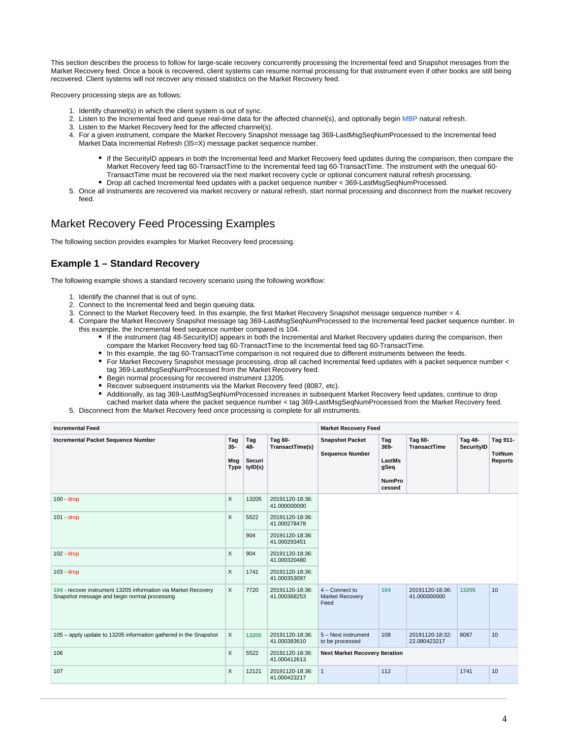This section describes the process to follow for large-scale recovery concurrently processing the Incremental feed and Snapshot messages from the Market Recovery feed. Once a book is recovered, client systems can resume normal processing for that instrument even if other books are still being recovered. Client systems will not recover any missed statistics on the Market Recovery feed.

Recovery processing steps are as follows:

1. Identify channel(s) in which the client system is out of sync.
2. Listen to the Incremental feed and queue real-time data for the affected channel(s), and optionally begin MBP natural refresh.
3. Listen to the Market Recovery feed for the affected channel(s).
4. For a given instrument, compare the Market Recovery Snapshot message tag 369-LastMsgSeqNumProcessed to the Incremental feed Market Data Incremental Refresh (35=X) message packet sequence number.
    - If the SecurityID appears in both the Incremental feed and Market Recovery feed updates during the comparison, then compare the Market Recovery feed tag 60-TransactTime to the Incremental feed tag 60-TransactTime. The instrument with the unequal 60-TransactTime must be recovered via the next market recovery cycle or optional concurrent natural refresh processing.
    - Drop all cached Incremental feed updates with a packet sequence number < 369-LastMsgSeqNumProcessed.
5. Once all instruments are recovered via market recovery or natural refresh, start normal processing and disconnect from the market recovery feed.

## Market Recovery Feed Processing Examples

The following section provides examples for Market Recovery feed processing.

### Example 1 – Standard Recovery

The following example shows a standard recovery scenario using the following workflow:

1. Identify the channel that is out of sync.
2. Connect to the Incremental feed and begin queuing data.
3. Connect to the Market Recovery feed. In this example, the first Market Recovery Snapshot message sequence number = 4.
4. Compare the Market Recovery Snapshot message tag 369-LastMsgSeqNumProcessed to the Incremental feed packet sequence number. In this example, the Incremental feed sequence number compared is 104.
    - If the instrument (tag 48-SecurityID) appears in both the Incremental and Market Recovery updates during the comparison, then compare the Market Recovery feed tag 60-TransactTime to the Incremental feed tag 60-TransactTime.
    - In this example, the tag 60-TransactTime comparison is not required due to different instruments between the feeds.
    - For Market Recovery Snapshot message processing, drop all cached Incremental feed updates with a packet sequence number < tag 369-LastMsgSeqNumProcessed from the Market Recovery feed.
    - Begin normal processing for recovered instrument 13205.
    - Recover subsequent instruments via the Market Recovery feed (8087, etc).
    - Additionally, as tag 369-LastMsgSeqNumProcessed increases in subsequent Market Recovery feed updates, continue to drop cached market data where the packet sequence number < tag 369-LastMsgSeqNumProcessed from the Market Recovery feed.
5. Disconnect from the Market Recovery feed once processing is complete for all instruments.

| **Incremental Feed** | | | | **Market Recovery Feed** | | | | |
|---|---|---|---|---|---|---|---|---|
| **Incremental Packet Sequence Number** | **Tag 35-MsgType** | **Tag 48-SecurityID(s)** | **Tag 60-TransactTime(s)** | **Snapshot Packet Sequence Number** | **Tag 369-LastMsgSeqNumProcessed** | **Tag 60-TransactTime** | **Tag 48-SecurityID** | **Tag 911-TotNumReports** |
| 100 - drop | X | 13205 | 20191120-18:36:41.000000000 | | | | | |
| 101 - drop | X | 5522 | 20191120-18:36:41.000278478 | | | | | |
| | | 904 | 20191120-18:36:41.000293451 | | | | | |
| 102 - drop | X | 904 | 20191120-18:36:41.000320480 | | | | | |
| 103 - drop | X | 1741 | 20191120-18:36:41.000353097 | | | | | |
| 104 - recover instrument 13205 information via Market Recovery Snapshot message and begin normal processing | X | 7720 | 20191120-18:36:41.000368253 | 4 – Connect to Market Recovery Feed | 104 | 20191120-18:36:41.000000000 | 13205 | 10 |
| 105 – apply update to 13205 information gathered in the Snapshot | X | 13205 | 20191120-18:36:41.000383610 | 5 – Next instrument to be processed | 108 | 20191120-18:32:22.080423217 | 8087 | 10 |
| 106 | X | 5522 | 20191120-18:36:41.000412613 | **Next Market Recovery Iteration** | | | | |
| 107 | X | 12121 | 20191120-18:36:41.000423217 | 1 | 112 | | 1741 | 10 |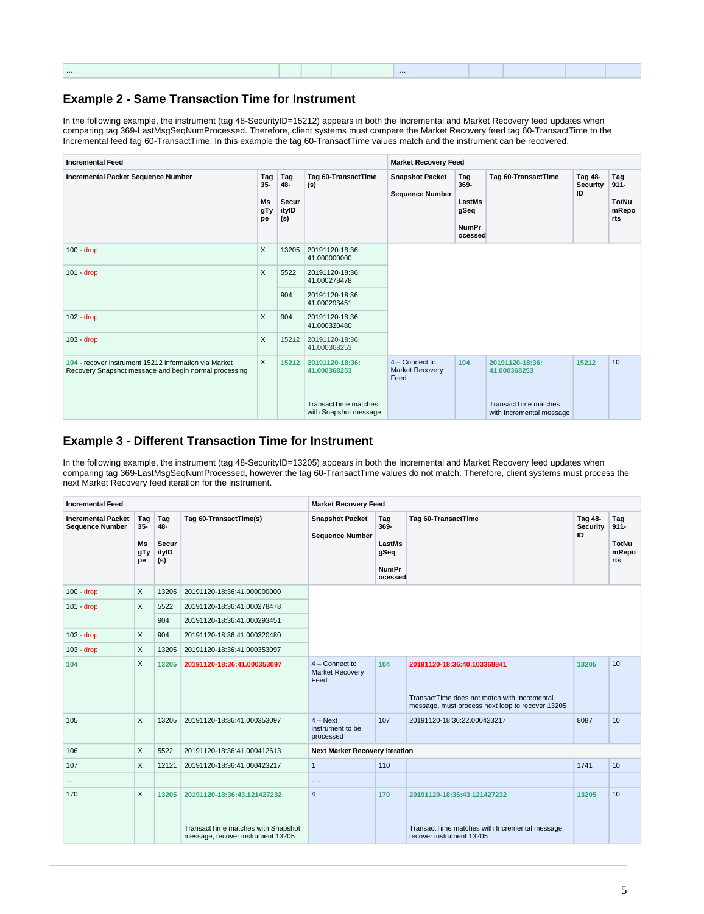| .... | | | | .... | | | | |
|---|---|---|---|---|---|---|---|---|

## Example 2 - Same Transaction Time for Instrument

In the following example, the instrument (tag 48-SecurityID=15212) appears in both the Incremental and Market Recovery feed updates when comparing tag 369-LastMsgSeqNumProcessed. Therefore, client systems must compare the Market Recovery feed tag 60-TransactTime to the Incremental feed tag 60-TransactTime. In this example the tag 60-TransactTime values match and the instrument can be recovered.

| Incremental Feed | | | | Market Recovery Feed | | | | |
|---|---|---|---|---|---|---|---|---|
| Incremental Packet Sequence Number | Tag 35-MsgType | Tag 48-SecurityID (s) | Tag 60-TransactTime (s) | Snapshot Packet Sequence Number | Tag 369-LastMsgSeqNumProcessed | Tag 60-TransactTime | Tag 48-Security ID | Tag 911-TotNumReports |
| 100 - drop | X | 13205 | 20191120-18:36:41.000000000 | | | | | |
| 101 - drop | X | 5522 | 20191120-18:36:41.000278478 | | | | | |
| | | 904 | 20191120-18:36:41.000293451 | | | | | |
| 102 - drop | X | 904 | 20191120-18:36:41.000320480 | | | | | |
| 103 - drop | X | 15212 | 20191120-18:36:41.000368253 | | | | | |
| 104 - recover instrument 15212 information via Market Recovery Snapshot message and begin normal processing | X | 15212 | 20191120-18:36:41.000368253 TransactTime matches with Snapshot message | 4 – Connect to Market Recovery Feed | 104 | 20191120-18:36:41.000368253 TransactTime matches with Incremental message | 15212 | 10 |

## Example 3 - Different Transaction Time for Instrument

In the following example, the instrument (tag 48-SecurityID=13205) appears in both the Incremental and Market Recovery feed updates when comparing tag 369-LastMsgSeqNumProcessed, however the tag 60-TransactTime values do not match. Therefore, client systems must process the next Market Recovery feed iteration for the instrument.

| Incremental Feed | | | | Market Recovery Feed | | | | |
|---|---|---|---|---|---|---|---|---|
| Incremental Packet Sequence Number | Tag 35-MsgType | Tag 48-SecurityID (s) | Tag 60-TransactTime(s) | Snapshot Packet Sequence Number | Tag 369-LastMsgSeqNumProcessed | Tag 60-TransactTime | Tag 48-Security ID | Tag 911-TotNumReports |
| 100 - drop | X | 13205 | 20191120-18:36:41.000000000 | | | | | |
| 101 - drop | X | 5522 | 20191120-18:36:41.000278478 | | | | | |
| | | 904 | 20191120-18:36:41.000293451 | | | | | |
| 102 - drop | X | 904 | 20191120-18:36:41.000320480 | | | | | |
| 103 - drop | X | 13205 | 20191120-18:36:41.000353097 | | | | | |
| 104 | X | 13205 | 20191120-18:36:41.000353097 | 4 – Connect to Market Recovery Feed | 104 | 20191120-18:36:40.103368841 TransactTime does not match with Incremental message, must process next loop to recover 13205 | 13205 | 10 |
| 105 | X | 13205 | 20191120-18:36:41.000353097 | 4 – Next instrument to be processed | 107 | 20191120-18:36:22.000423217 | 8087 | 10 |
| 106 | X | 5522 | 20191120-18:36:41.000412613 | Next Market Recovery Iteration | | | | |
| 107 | X | 12121 | 20191120-18:36:41.000423217 | 1 | 110 | | 1741 | 10 |
| .... | | | | .... | | | | |
| 170 | X | 13205 | 20191120-18:36:43.121427232 TransactTime matches with Snapshot message, recover instrument 13205 | 4 | 170 | 20191120-18:36:43.121427232 TransactTime matches with Incremental message, recover instrument 13205 | 13205 | 10 |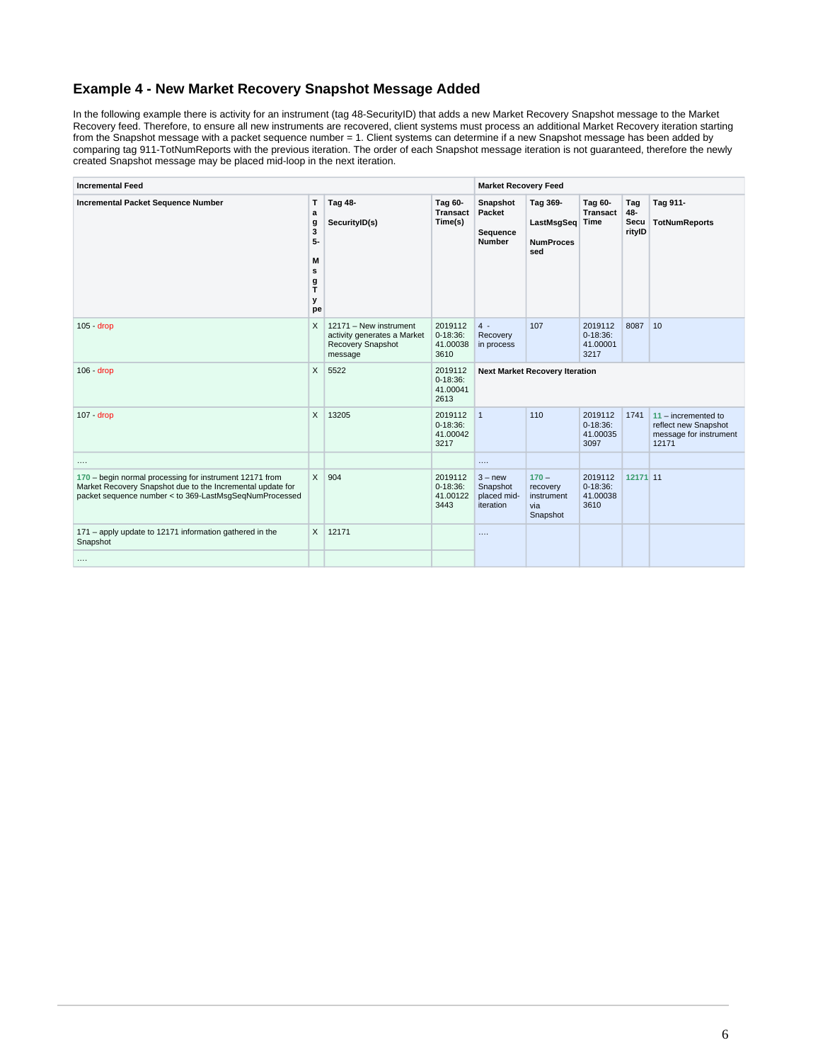## Example 4 - New Market Recovery Snapshot Message Added

In the following example there is activity for an instrument (tag 48-SecurityID) that adds a new Market Recovery Snapshot message to the Market Recovery feed. Therefore, to ensure all new instruments are recovered, client systems must process an additional Market Recovery iteration starting from the Snapshot message with a packet sequence number = 1. Client systems can determine if a new Snapshot message has been added by comparing tag 911-TotNumReports with the previous iteration. The order of each Snapshot message iteration is not guaranteed, therefore the newly created Snapshot message may be placed mid-loop in the next iteration.

| Incremental Feed | | | | Market Recovery Feed | | | | |
|---|---|---|---|---|---|---|---|---|
| **Incremental Packet Sequence Number** | **Tag 35-MsgType** | **Tag 48- SecurityID(s)** | **Tag 60-Transact Time(s)** | **Snapshot Packet Sequence Number** | **Tag 369- LastMsgSeqNumProcessed** | **Tag 60-Transact Time** | **Tag 48-SecurityID** | **Tag 911- TotNumReports** |
| 105 - drop | X | 12171 – New instrument activity generates a Market Recovery Snapshot message | 20191120-18:36:41.000383610 | 4 - Recovery in process | 107 | 20191120-18:36:41.000013217 | 8087 | 10 |
| 106 - drop | X | 5522 | 20191120-18:36:41.000412613 | **Next Market Recovery Iteration** | | | | |
| 107 - drop | X | 13205 | 20191120-18:36:41.000423217 | 1 | 110 | 20191120-18:36:41.000353097 | 1741 | 11 – incremented to reflect new Snapshot message for instrument 12171 |
| …. | | | | …. | | | | |
| 170 – begin normal processing for instrument 12171 from Market Recovery Snapshot due to the Incremental update for packet sequence number < to 369-LastMsgSeqNumProcessed | X | 904 | 20191120-18:36:41.001223443 | 3 – new Snapshot placed mid-iteration | 170 – recovery instrument via Snapshot | 20191120-18:36:41.000383610 | 12171 | 11 |
| 171 – apply update to 12171 information gathered in the Snapshot | X | 12171 | | …. | | | | |
| …. | | | | | | | | |